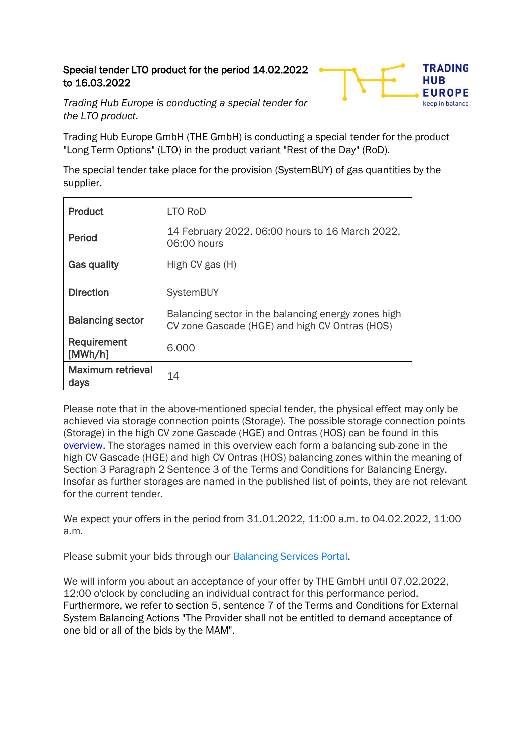# Special tender LTO product for the period 14.02.2022 to 16.03.2022

*Trading Hub Europe is conducting a special tender for the LTO product.*

Trading Hub Europe GmbH (THE GmbH) is conducting a special tender for the product "Long Term Options" (LTO) in the product variant "Rest of the Day" (RoD).

The special tender take place for the provision (SystemBUY) of gas quantities by the supplier.

| **Product** | LTO RoD |
|---|---|
| **Period** | 14 February 2022, 06:00 hours to 16 March 2022, 06:00 hours |
| **Gas quality** | High CV gas (H) |
| **Direction** | SystemBUY |
| **Balancing sector** | Balancing sector in the balancing energy zones high CV zone Gascade (HGE) and high CV Ontras (HOS) |
| **Requirement [MWh/h]** | 6.000 |
| **Maximum retrieval days** | 14 |

Please note that in the above-mentioned special tender, the physical effect may only be achieved via storage connection points (Storage). The possible storage connection points (Storage) in the high CV zone Gascade (HGE) and Ontras (HOS) can be found in this overview. The storages named in this overview each form a balancing sub-zone in the high CV Gascade (HGE) and high CV Ontras (HOS) balancing zones within the meaning of Section 3 Paragraph 2 Sentence 3 of the Terms and Conditions for Balancing Energy. Insofar as further storages are named in the published list of points, they are not relevant for the current tender.

We expect your offers in the period from 31.01.2022, 11:00 a.m. to 04.02.2022, 11:00 a.m.

Please submit your bids through our Balancing Services Portal.

We will inform you about an acceptance of your offer by THE GmbH until 07.02.2022, 12:00 o'clock by concluding an individual contract for this performance period. Furthermore, we refer to section 5, sentence 7 of the Terms and Conditions for External System Balancing Actions "The Provider shall not be entitled to demand acceptance of one bid or all of the bids by the MAM".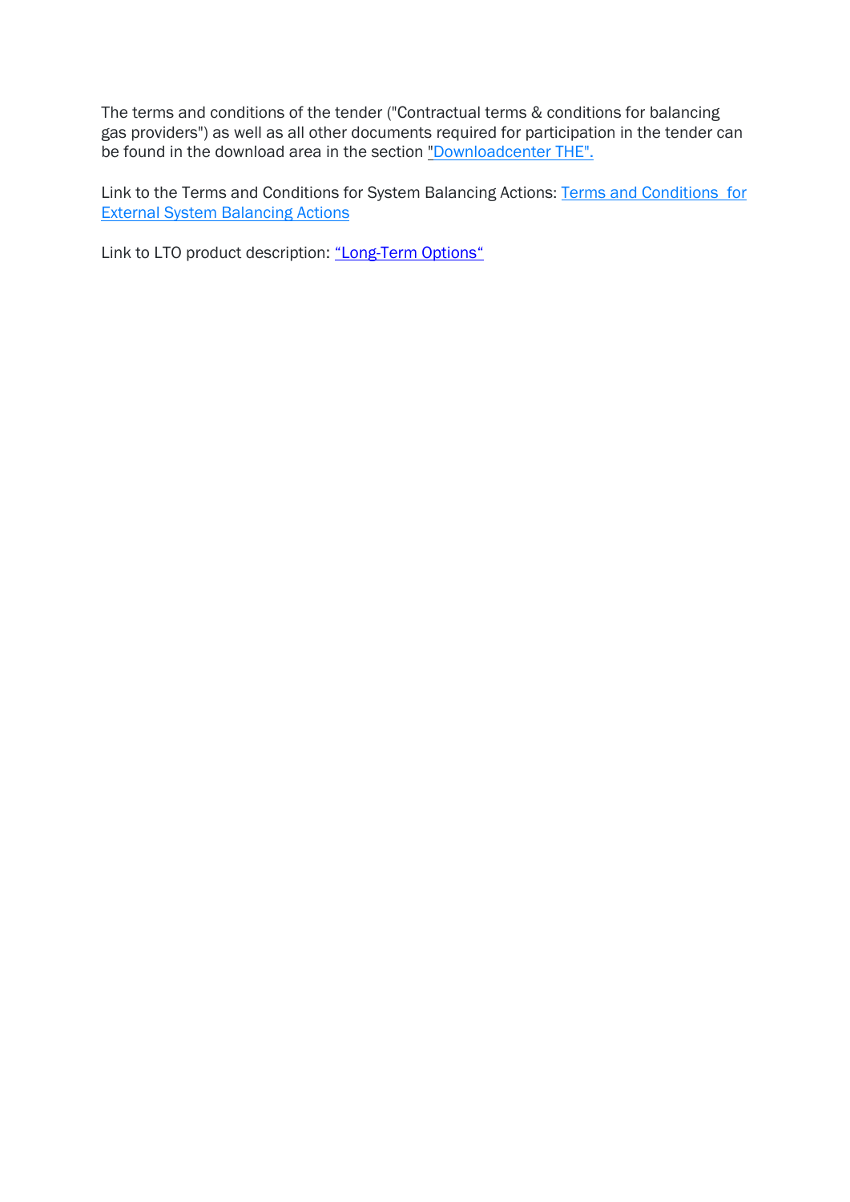The terms and conditions of the tender ("Contractual terms & conditions for balancing gas providers") as well as all other documents required for participation in the tender can be found in the download area in the section "Downloadcenter THE".

Link to the Terms and Conditions for System Balancing Actions: Terms and Conditions for External System Balancing Actions

Link to LTO product description: "Long-Term Options"